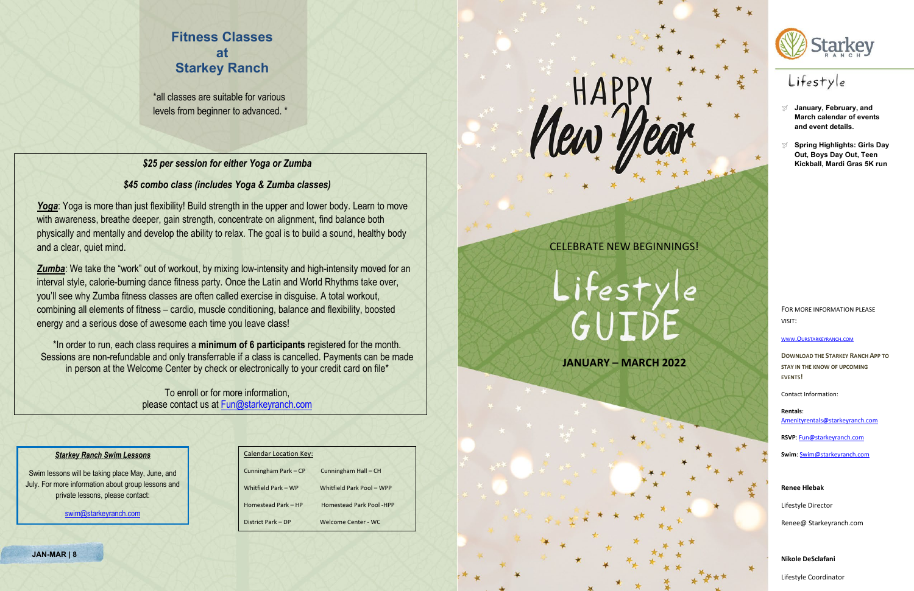# Fitness Classes at Starkey Ranch

*all classes are suitable for various levels from beginner to advanced. *

***$25 per session for either Yoga or Zumba***

***$45 combo class (includes Yoga & Zumba classes)***

***Yoga***: Yoga is more than just flexibility! Build strength in the upper and lower body. Learn to move with awareness, breathe deeper, gain strength, concentrate on alignment, find balance both physically and mentally and develop the ability to relax. The goal is to build a sound, healthy body and a clear, quiet mind.

***Zumba***: We take the "work" out of workout, by mixing low-intensity and high-intensity moved for an interval style, calorie-burning dance fitness party. Once the Latin and World Rhythms take over, you'll see why Zumba fitness classes are often called exercise in disguise. A total workout, combining all elements of fitness – cardio, muscle conditioning, balance and flexibility, boosted energy and a serious dose of awesome each time you leave class!

*In order to run, each class requires a **minimum of 6 participants** registered for the month. Sessions are non-refundable and only transferrable if a class is cancelled. Payments can be made in person at the Welcome Center by check or electronically to your credit card on file*

To enroll or for more information, please contact us at Fun@starkeyranch.com

***Starkey Ranch Swim Lessons***

Swim lessons will be taking place May, June, and July. For more information about group lessons and private lessons, please contact:

swim@starkeyranch.com

| Calendar Location Key: | |
|---|---|
| Cunningham Park – CP | Cunningham Hall – CH |
| Whitfield Park – WP | Whitfield Park Pool – WPP |
| Homestead Park – HP | Homestead Park Pool -HPP |
| District Park – DP | Welcome Center - WC |

HAPPY New Year

CELEBRATE NEW BEGINNINGS!

# Lifestyle GUIDE

**JANUARY – MARCH 2022**

Starkey Ranch

Lifestyle

- **January, February, and March calendar of events and event details.**
- **Spring Highlights: Girls Day Out, Boys Day Out, Teen Kickball, Mardi Gras 5K run**

For more information please visit:

www.OurStarkeyRanch.com

**Download the Starkey Ranch App to stay in the know of upcoming events!**

Contact Information:

**Rentals**: Amenityrentals@starkeyranch.com

**RSVP**: Fun@starkeyranch.com

**Swim**: Swim@starkeyranch.com

**Renee Hlebak**

Lifestyle Director

Renee@ Starkeyranch.com

**Nikole DeSclafani**

Lifestyle Coordinator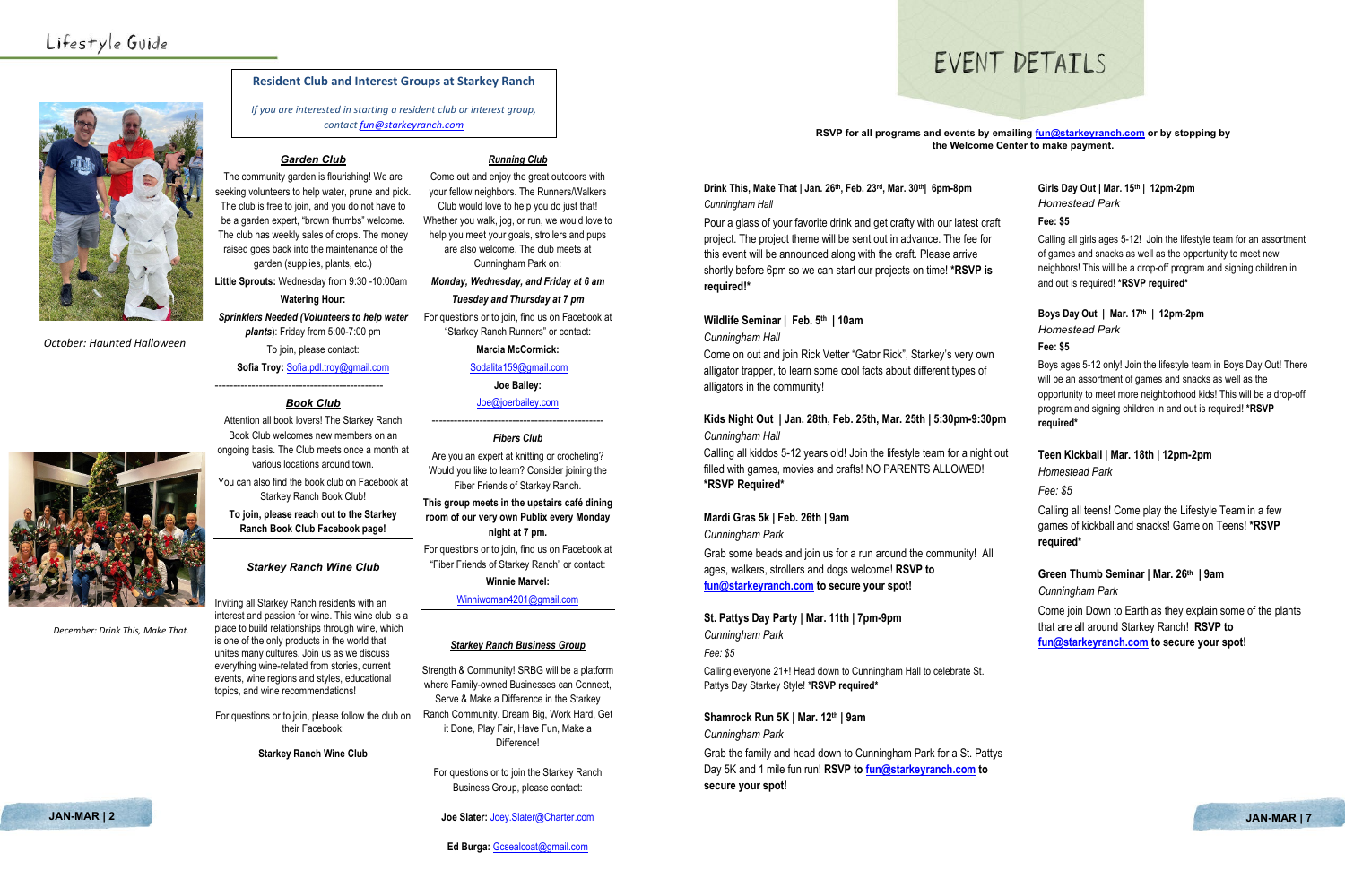# Lifestyle Guide

October: Haunted Halloween

December: Drink This, Make That.

## Resident Club and Interest Groups at Starkey Ranch

*If you are interested in starting a resident club or interest group, contact fun@starkeyranch.com*

### Garden Club

The community garden is flourishing! We are seeking volunteers to help water, prune and pick. The club is free to join, and you do not have to be a garden expert, "brown thumbs" welcome. The club has weekly sales of crops. The money raised goes back into the maintenance of the garden (supplies, plants, etc.)

**Little Sprouts:** Wednesday from 9:30 -10:00am

**Watering Hour:**

***Sprinklers Needed (Volunteers to help water plants)***: Friday from 5:00-7:00 pm

To join, please contact:

**Sofia Troy:** Sofia.pdl.troy@gmail.com

---

### Book Club

Attention all book lovers! The Starkey Ranch Book Club welcomes new members on an ongoing basis. The Club meets once a month at various locations around town.

You can also find the book club on Facebook at Starkey Ranch Book Club!

**To join, please reach out to the Starkey Ranch Book Club Facebook page!**

### Starkey Ranch Wine Club

Inviting all Starkey Ranch residents with an interest and passion for wine. This wine club is a place to build relationships through wine, which is one of the only products in the world that unites many cultures. Join us as we discuss everything wine-related from stories, current events, wine regions and styles, educational topics, and wine recommendations!

For questions or to join, please follow the club on their Facebook:

**Starkey Ranch Wine Club**

### Running Club

Come out and enjoy the great outdoors with your fellow neighbors. The Runners/Walkers Club would love to help you do just that! Whether you walk, jog, or run, we would love to help you meet your goals, strollers and pups are also welcome. The club meets at Cunningham Park on:

***Monday, Wednesday, and Friday at 6 am***

***Tuesday and Thursday at 7 pm***

For questions or to join, find us on Facebook at "Starkey Ranch Runners" or contact:

**Marcia McCormick:**

Sodalita159@gmail.com

**Joe Bailey:**

Joe@joerbailey.com

---

### Fibers Club

Are you an expert at knitting or crocheting? Would you like to learn? Consider joining the Fiber Friends of Starkey Ranch.

**This group meets in the upstairs café dining room of our very own Publix every Monday night at 7 pm.**

For questions or to join, find us on Facebook at "Fiber Friends of Starkey Ranch" or contact:

**Winnie Marvel:**

Winniwoman4201@gmail.com

---

### Starkey Ranch Business Group

Strength & Community! SRBG will be a platform where Family-owned Businesses can Connect, Serve & Make a Difference in the Starkey Ranch Community. Dream Big, Work Hard, Get it Done, Play Fair, Have Fun, Make a Difference!

For questions or to join the Starkey Ranch Business Group, please contact:

**Joe Slater:** Joey.Slater@Charter.com

**Ed Burga:** Gcsealcoat@gmail.com

# EVENT DETAILS

**RSVP for all programs and events by emailing fun@starkeyranch.com or by stopping by the Welcome Center to make payment.**

**Drink This, Make That | Jan. 26th, Feb. 23rd, Mar. 30th| 6pm-8pm**

*Cunningham Hall*

Pour a glass of your favorite drink and get crafty with our latest craft project. The project theme will be sent out in advance. The fee for this event will be announced along with the craft. Please arrive shortly before 6pm so we can start our projects on time! ***RSVP is required!***

**Wildlife Seminar | Feb. 5th | 10am**

*Cunningham Hall*

Come on out and join Rick Vetter "Gator Rick", Starkey's very own alligator trapper, to learn some cool facts about different types of alligators in the community!

**Kids Night Out | Jan. 28th, Feb. 25th, Mar. 25th | 5:30pm-9:30pm**

*Cunningham Hall*

Calling all kiddos 5-12 years old! Join the lifestyle team for a night out filled with games, movies and crafts! NO PARENTS ALLOWED! ***RSVP Required***

**Mardi Gras 5k | Feb. 26th | 9am**

*Cunningham Park*

Grab some beads and join us for a run around the community! All ages, walkers, strollers and dogs welcome! **RSVP to fun@starkeyranch.com to secure your spot!**

**St. Pattys Day Party | Mar. 11th | 7pm-9pm**

*Cunningham Park*

*Fee: $5*

Calling everyone 21+! Head down to Cunningham Hall to celebrate St. Pattys Day Starkey Style! ***RSVP required***

**Shamrock Run 5K | Mar. 12th | 9am**

*Cunningham Park*

Grab the family and head down to Cunningham Park for a St. Pattys Day 5K and 1 mile fun run! **RSVP to fun@starkeyranch.com to secure your spot!**

**Girls Day Out | Mar. 15th | 12pm-2pm**

*Homestead Park*

**Fee: $5**

Calling all girls ages 5-12! Join the lifestyle team for an assortment of games and snacks as well as the opportunity to meet new neighbors! This will be a drop-off program and signing children in and out is required! ***RSVP required***

**Boys Day Out | Mar. 17th | 12pm-2pm**

*Homestead Park*

**Fee: $5**

Boys ages 5-12 only! Join the lifestyle team in Boys Day Out! There will be an assortment of games and snacks as well as the opportunity to meet more neighborhood kids! This will be a drop-off program and signing children in and out is required! ***RSVP required***

**Teen Kickball | Mar. 18th | 12pm-2pm**

*Homestead Park*

*Fee: $5*

Calling all teens! Come play the Lifestyle Team in a few games of kickball and snacks! Game on Teens! ***RSVP required***

**Green Thumb Seminar | Mar. 26th | 9am**

*Cunningham Park*

Come join Down to Earth as they explain some of the plants that are all around Starkey Ranch! **RSVP to fun@starkeyranch.com to secure your spot!**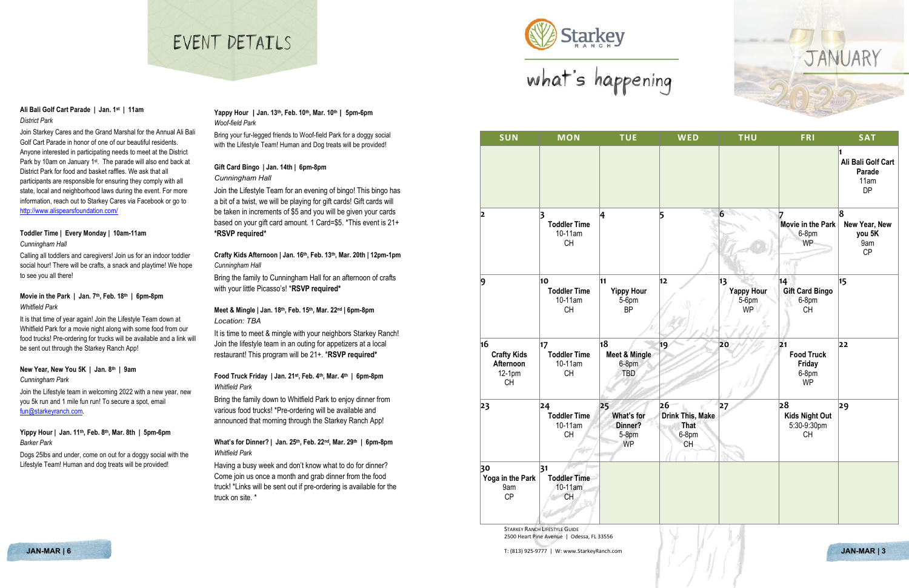# EVENT DETAILS

**Ali Bali Golf Cart Parade | Jan. 1st | 11am**
*District Park*

Join Starkey Cares and the Grand Marshal for the Annual Ali Bali Golf Cart Parade in honor of one of our beautiful residents. Anyone interested in participating needs to meet at the District Park by 10am on January 1st. The parade will also end back at District Park for food and basket raffles. We ask that all participants are responsible for ensuring they comply with all state, local and neighborhood laws during the event. For more information, reach out to Starkey Cares via Facebook or go to http://www.alispearsfoundation.com/

**Toddler Time | Every Monday | 10am-11am**
*Cunningham Hall*

Calling all toddlers and caregivers! Join us for an indoor toddler social hour! There will be crafts, a snack and playtime! We hope to see you all there!

**Movie in the Park | Jan. 7th, Feb. 18th | 6pm-8pm**
*Whitfield Park*

It is that time of year again! Join the Lifestyle Team down at Whitfield Park for a movie night along with some food from our food trucks! Pre-ordering for trucks will be available and a link will be sent out through the Starkey Ranch App!

**New Year, New You 5K | Jan. 8th | 9am**
*Cunningham Park*

Join the Lifestyle team in welcoming 2022 with a new year, new you 5k run and 1 mile fun run! To secure a spot, email fun@starkeyranch.com.

**Yippy Hour | Jan. 11th, Feb. 8th, Mar. 8th | 5pm-6pm**
*Barker Park*

Dogs 25lbs and under, come on out for a doggy social with the Lifestyle Team! Human and dog treats will be provided!

**Yappy Hour | Jan. 13th, Feb. 10th, Mar. 10th | 5pm-6pm**
*Woof-field Park*

Bring your fur-legged friends to Woof-field Park for a doggy social with the Lifestyle Team! Human and Dog treats will be provided!

**Gift Card Bingo | Jan. 14th | 6pm-8pm**
*Cunningham Hall*

Join the Lifestyle Team for an evening of bingo! This bingo has a bit of a twist, we will be playing for gift cards! Gift cards will be taken in increments of $5 and you will be given your cards based on your gift card amount. 1 Card=$5. *This event is 21+ ***RSVP required***

**Crafty Kids Afternoon | Jan. 16th, Feb. 13th, Mar. 20th | 12pm-1pm**
*Cunningham Hall*

Bring the family to Cunningham Hall for an afternoon of crafts with your little Picasso's! ***RSVP required***

**Meet & Mingle | Jan. 18th, Feb. 15th, Mar. 22nd | 6pm-8pm**
*Location: TBA*

It is time to meet & mingle with your neighbors Starkey Ranch! Join the lifestyle team in an outing for appetizers at a local restaurant! This program will be 21+. ***RSVP required***

**Food Truck Friday | Jan. 21st, Feb. 4th, Mar. 4th | 6pm-8pm**
*Whitfield Park*

Bring the family down to Whitfield Park to enjoy dinner from various food trucks! *Pre-ordering will be available and announced that morning through the Starkey Ranch App!

**What's for Dinner? | Jan. 25th, Feb. 22nd, Mar. 29th | 6pm-8pm**
*Whitfield Park*

Having a busy week and don't know what to do for dinner? Come join us once a month and grab dinner from the food truck! *Links will be sent out if pre-ordering is available for the truck on site. *

# Starkey Ranch what's happening — JANUARY 2022

| SUN | MON | TUE | WED | THU | FRI | SAT |
|---|---|---|---|---|---|---|
| | | | | | | 1 **Ali Bali Golf Cart Parade** 11am DP |
| 2 | 3 **Toddler Time** 10-11am CH | 4 | 5 | 6 | 7 **Movie in the Park** 6-8pm WP | 8 **New Year, New you 5K** 9am CP |
| 9 | 10 **Toddler Time** 10-11am CH | 11 **Yippy Hour** 5-6pm BP | 12 | 13 **Yappy Hour** 5-6pm WP | 14 **Gift Card Bingo** 6-8pm CH | 15 |
| 16 **Crafty Kids Afternoon** 12-1pm CH | 17 **Toddler Time** 10-11am CH | 18 **Meet & Mingle** 6-8pm TBD | 19 | 20 | 21 **Food Truck Friday** 6-8pm WP | 22 |
| 23 | 24 **Toddler Time** 10-11am CH | 25 **What's for Dinner?** 5-8pm WP | 26 **Drink This, Make That** 6-8pm CH | 27 | 28 **Kids Night Out** 5:30-9:30pm CH | 29 |
| 30 **Yoga in the Park** 9am CP | 31 **Toddler Time** 10-11am CH | | | | | |

STARKEY RANCH LIFESTYLE GUIDE
2500 Heart Pine Avenue | Odessa, FL 33556

T: (813) 925-9777 | W: www.StarkeyRanch.com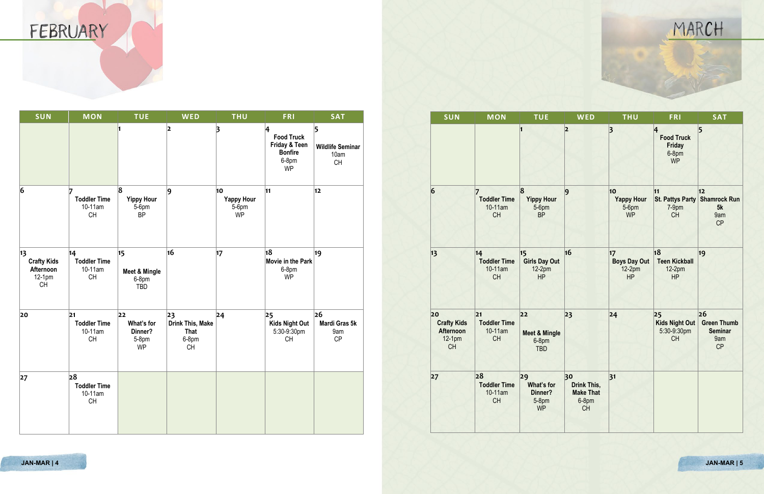# FEBRUARY

| SUN | MON | TUE | WED | THU | FRI | SAT |
|---|---|---|---|---|---|---|
| | | 1 | 2 | 3 | 4 **Food Truck Friday & Teen Bonfire** 6-8pm WP | 5 **Wildlife Seminar** 10am CH |
| 6 | 7 **Toddler Time** 10-11am CH | 8 **Yippy Hour** 5-6pm BP | 9 | 10 **Yappy Hour** 5-6pm WP | 11 | 12 |
| 13 **Crafty Kids Afternoon** 12-1pm CH | 14 **Toddler Time** 10-11am CH | 15 **Meet & Mingle** 6-8pm TBD | 16 | 17 | 18 **Movie in the Park** 6-8pm WP | 19 |
| 20 | 21 **Toddler Time** 10-11am CH | 22 **What's for Dinner?** 5-8pm WP | 23 **Drink This, Make That** 6-8pm CH | 24 | 25 **Kids Night Out** 5:30-9:30pm CH | 26 **Mardi Gras 5k** 9am CP |
| 27 | 28 **Toddler Time** 10-11am CH | | | | | |

# MARCH

| SUN | MON | TUE | WED | THU | FRI | SAT |
|---|---|---|---|---|---|---|
| | | 1 | 2 | 3 | 4 **Food Truck Friday** 6-8pm WP | 5 |
| 6 | 7 **Toddler Time** 10-11am CH | 8 **Yippy Hour** 5-6pm BP | 9 | 10 **Yappy Hour** 5-6pm WP | 11 **St. Pattys Party** 7-9pm CH | 12 **Shamrock Run 5k** 9am CP |
| 13 | 14 **Toddler Time** 10-11am CH | 15 **Girls Day Out** 12-2pm HP | 16 | 17 **Boys Day Out** 12-2pm HP | 18 **Teen Kickball** 12-2pm HP | 19 |
| 20 **Crafty Kids Afternoon** 12-1pm CH | 21 **Toddler Time** 10-11am CH | 22 **Meet & Mingle** 6-8pm TBD | 23 | 24 | 25 **Kids Night Out** 5:30-9:30pm CH | 26 **Green Thumb Seminar** 9am CP |
| 27 | 28 **Toddler Time** 10-11am CH | 29 **What's for Dinner?** 5-8pm WP | 30 **Drink This, Make That** 6-8pm CH | 31 | | |